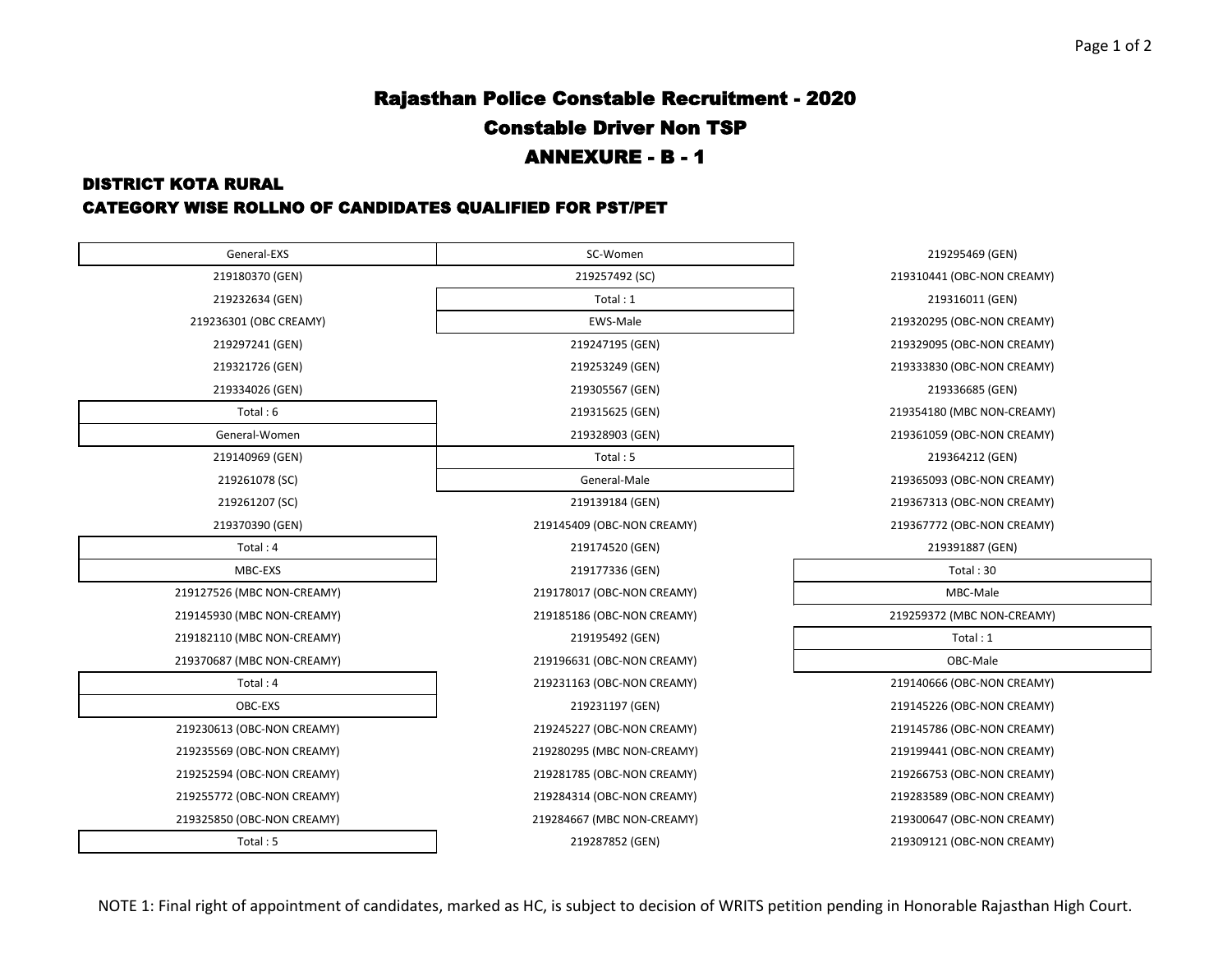# Rajasthan Police Constable Recruitment - 2020

## Constable Driver Non TSP

## ANNEXURE - B - 1

### DISTRICT KOTA RURAL

### CATEGORY WISE ROLLNO OF CANDIDATES QUALIFIED FOR PST/PET

**General-EXS**

219180370 (GEN)
219232634 (GEN)
219236301 (OBC CREAMY)
219297241 (GEN)
219321726 (GEN)
219334026 (GEN)

Total : 6

**General-Women**

219140969 (GEN)
219261078 (SC)
219261207 (SC)
219370390 (GEN)

Total : 4

**MBC-EXS**

219127526 (MBC NON-CREAMY)
219145930 (MBC NON-CREAMY)
219182110 (MBC NON-CREAMY)
219370687 (MBC NON-CREAMY)

Total : 4

**OBC-EXS**

219230613 (OBC-NON CREAMY)
219235569 (OBC-NON CREAMY)
219252594 (OBC-NON CREAMY)
219255772 (OBC-NON CREAMY)
219325850 (OBC-NON CREAMY)

Total : 5

**SC-Women**

219257492 (SC)

Total : 1

**EWS-Male**

219247195 (GEN)
219253249 (GEN)
219305567 (GEN)
219315625 (GEN)
219328903 (GEN)

Total : 5

**General-Male**

219139184 (GEN)
219145409 (OBC-NON CREAMY)
219174520 (GEN)
219177336 (GEN)
219178017 (OBC-NON CREAMY)
219185186 (OBC-NON CREAMY)
219195492 (GEN)
219196631 (OBC-NON CREAMY)
219231163 (OBC-NON CREAMY)
219231197 (GEN)
219245227 (OBC-NON CREAMY)
219280295 (MBC NON-CREAMY)
219281785 (OBC-NON CREAMY)
219284314 (OBC-NON CREAMY)
219284667 (MBC NON-CREAMY)
219287852 (GEN)
219295469 (GEN)
219310441 (OBC-NON CREAMY)
219316011 (GEN)
219320295 (OBC-NON CREAMY)
219329095 (OBC-NON CREAMY)
219333830 (OBC-NON CREAMY)
219336685 (GEN)
219354180 (MBC NON-CREAMY)
219361059 (OBC-NON CREAMY)
219364212 (GEN)
219365093 (OBC-NON CREAMY)
219367313 (OBC-NON CREAMY)
219367772 (OBC-NON CREAMY)
219391887 (GEN)

Total : 30

**MBC-Male**

219259372 (MBC NON-CREAMY)

Total : 1

**OBC-Male**

219140666 (OBC-NON CREAMY)
219145226 (OBC-NON CREAMY)
219145786 (OBC-NON CREAMY)
219199441 (OBC-NON CREAMY)
219266753 (OBC-NON CREAMY)
219283589 (OBC-NON CREAMY)
219300647 (OBC-NON CREAMY)
219309121 (OBC-NON CREAMY)

NOTE 1: Final right of appointment of candidates, marked as HC, is subject to decision of WRITS petition pending in Honorable Rajasthan High Court.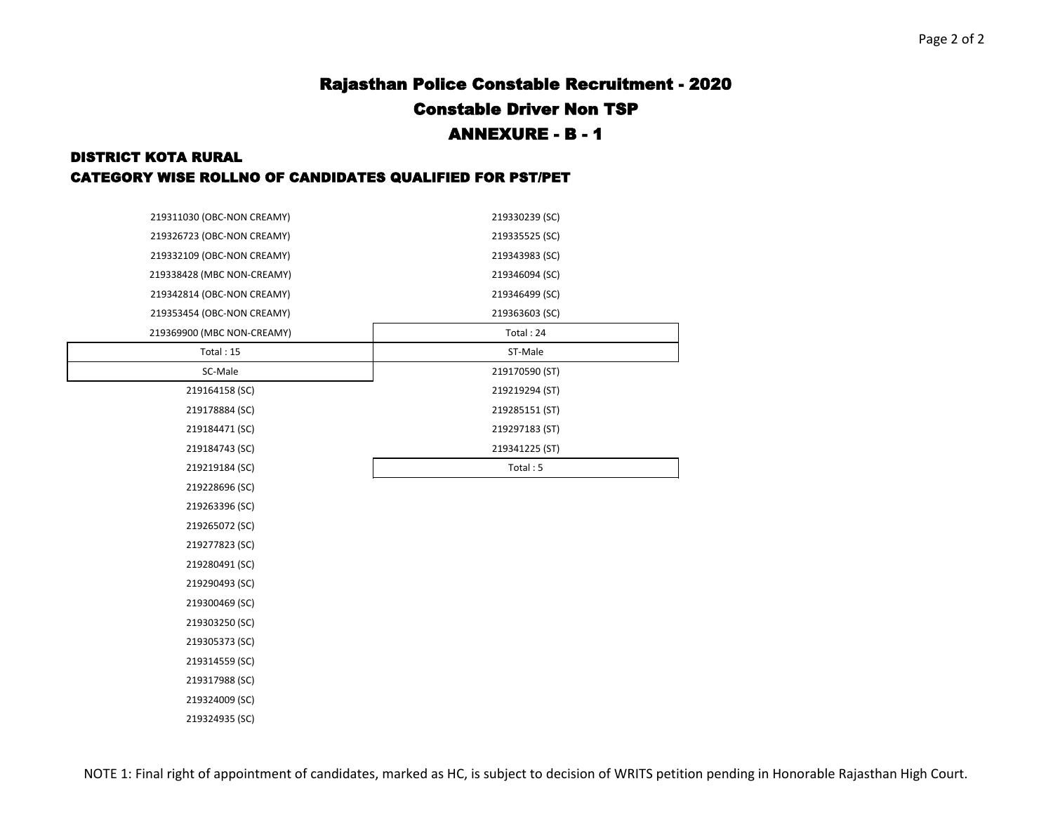# Rajasthan Police Constable Recruitment - 2020

## Constable Driver Non TSP

## ANNEXURE - B - 1

### DISTRICT KOTA RURAL

### CATEGORY WISE ROLLNO OF CANDIDATES QUALIFIED FOR PST/PET

219311030 (OBC-NON CREAMY)
219326723 (OBC-NON CREAMY)
219332109 (OBC-NON CREAMY)
219338428 (MBC NON-CREAMY)
219342814 (OBC-NON CREAMY)
219353454 (OBC-NON CREAMY)
219369900 (MBC NON-CREAMY)

Total : 15

**SC-Male**

219164158 (SC)
219178884 (SC)
219184471 (SC)
219184743 (SC)
219219184 (SC)
219228696 (SC)
219263396 (SC)
219265072 (SC)
219277823 (SC)
219280491 (SC)
219290493 (SC)
219300469 (SC)
219303250 (SC)
219305373 (SC)
219314559 (SC)
219317988 (SC)
219324009 (SC)
219324935 (SC)
219330239 (SC)
219335525 (SC)
219343983 (SC)
219346094 (SC)
219346499 (SC)
219363603 (SC)

Total : 24

**ST-Male**

219170590 (ST)
219219294 (ST)
219285151 (ST)
219297183 (ST)
219341225 (ST)

Total : 5

NOTE 1: Final right of appointment of candidates, marked as HC, is subject to decision of WRITS petition pending in Honorable Rajasthan High Court.